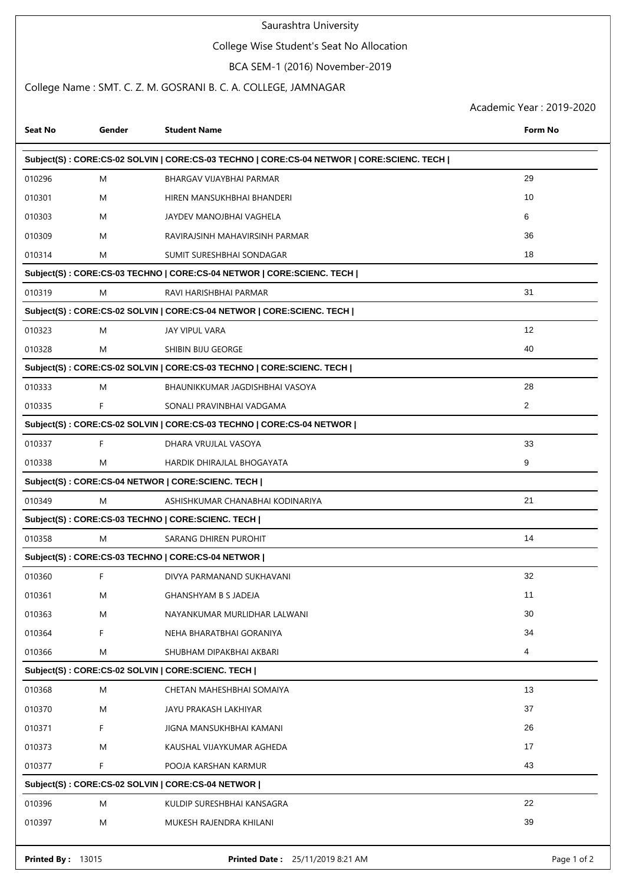# Saurashtra University

## College Wise Student's Seat No Allocation

### BCA SEM-1 (2016) November-2019

### College Name : SMT. C. Z. M. GOSRANI B. C. A. COLLEGE, JAMNAGAR

Academic Year : 2019-2020

| Seat No | Gender | Student Name | Form No |
|---|---|---|---|
| **Subject(S) : CORE:CS-02 SOLVIN \| CORE:CS-03 TECHNO \| CORE:CS-04 NETWOR \| CORE:SCIENC. TECH \|** | | | |
| 010296 | M | BHARGAV VIJAYBHAI PARMAR | 29 |
| 010301 | M | HIREN MANSUKHBHAI BHANDERI | 10 |
| 010303 | M | JAYDEV MANOJBHAI VAGHELA | 6 |
| 010309 | M | RAVIRAJSINH MAHAVIRSINH PARMAR | 36 |
| 010314 | M | SUMIT SURESHBHAI SONDAGAR | 18 |
| **Subject(S) : CORE:CS-03 TECHNO \| CORE:CS-04 NETWOR \| CORE:SCIENC. TECH \|** | | | |
| 010319 | M | RAVI HARISHBHAI PARMAR | 31 |
| **Subject(S) : CORE:CS-02 SOLVIN \| CORE:CS-04 NETWOR \| CORE:SCIENC. TECH \|** | | | |
| 010323 | M | JAY VIPUL VARA | 12 |
| 010328 | M | SHIBIN BIJU GEORGE | 40 |
| **Subject(S) : CORE:CS-02 SOLVIN \| CORE:CS-03 TECHNO \| CORE:SCIENC. TECH \|** | | | |
| 010333 | M | BHAUNIKKUMAR JAGDISHBHAI VASOYA | 28 |
| 010335 | F | SONALI PRAVINBHAI VADGAMA | 2 |
| **Subject(S) : CORE:CS-02 SOLVIN \| CORE:CS-03 TECHNO \| CORE:CS-04 NETWOR \|** | | | |
| 010337 | F | DHARA VRUJLAL VASOYA | 33 |
| 010338 | M | HARDIK DHIRAJLAL BHOGAYATA | 9 |
| **Subject(S) : CORE:CS-04 NETWOR \| CORE:SCIENC. TECH \|** | | | |
| 010349 | M | ASHISHKUMAR CHANABHAI KODINARIYA | 21 |
| **Subject(S) : CORE:CS-03 TECHNO \| CORE:SCIENC. TECH \|** | | | |
| 010358 | M | SARANG DHIREN PUROHIT | 14 |
| **Subject(S) : CORE:CS-03 TECHNO \| CORE:CS-04 NETWOR \|** | | | |
| 010360 | F | DIVYA PARMANAND SUKHAVANI | 32 |
| 010361 | M | GHANSHYAM B S JADEJA | 11 |
| 010363 | M | NAYANKUMAR MURLIDHAR LALWANI | 30 |
| 010364 | F | NEHA BHARATBHAI GORANIYA | 34 |
| 010366 | M | SHUBHAM DIPAKBHAI AKBARI | 4 |
| **Subject(S) : CORE:CS-02 SOLVIN \| CORE:SCIENC. TECH \|** | | | |
| 010368 | M | CHETAN MAHESHBHAI SOMAIYA | 13 |
| 010370 | M | JAYU PRAKASH LAKHIYAR | 37 |
| 010371 | F | JIGNA MANSUKHBHAI KAMANI | 26 |
| 010373 | M | KAUSHAL VIJAYKUMAR AGHEDA | 17 |
| 010377 | F | POOJA KARSHAN KARMUR | 43 |
| **Subject(S) : CORE:CS-02 SOLVIN \| CORE:CS-04 NETWOR \|** | | | |
| 010396 | M | KULDIP SURESHBHAI KANSAGRA | 22 |
| 010397 | M | MUKESH RAJENDRA KHILANI | 39 |

**Printed By :** 13015 **Printed Date :** 25/11/2019 8:21 AM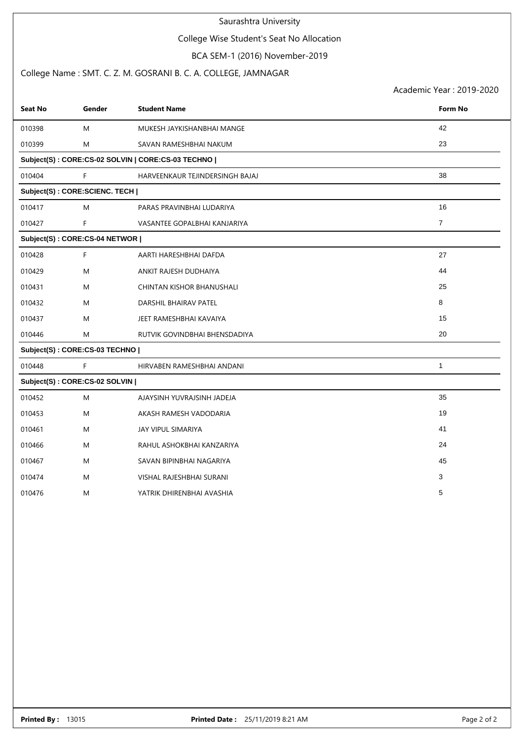Saurashtra University

College Wise Student's Seat No Allocation

BCA SEM-1 (2016) November-2019

College Name : SMT. C. Z. M. GOSRANI B. C. A. COLLEGE, JAMNAGAR

Academic Year : 2019-2020

| Seat No | Gender | Student Name | Form No |
|---|---|---|---|
| 010398 | M | MUKESH JAYKISHANBHAI MANGE | 42 |
| 010399 | M | SAVAN RAMESHBHAI NAKUM | 23 |
| **Subject(S) : CORE:CS-02 SOLVIN \| CORE:CS-03 TECHNO \|** | | | |
| 010404 | F | HARVEENKAUR TEJINDERSINGH BAJAJ | 38 |
| **Subject(S) : CORE:SCIENC. TECH \|** | | | |
| 010417 | M | PARAS PRAVINBHAI LUDARIYA | 16 |
| 010427 | F | VASANTEE GOPALBHAI KANJARIYA | 7 |
| **Subject(S) : CORE:CS-04 NETWOR \|** | | | |
| 010428 | F | AARTI HARESHBHAI DAFDA | 27 |
| 010429 | M | ANKIT RAJESH DUDHAIYA | 44 |
| 010431 | M | CHINTAN KISHOR BHANUSHALI | 25 |
| 010432 | M | DARSHIL BHAIRAV PATEL | 8 |
| 010437 | M | JEET RAMESHBHAI KAVAIYA | 15 |
| 010446 | M | RUTVIK GOVINDBHAI BHENSDADIYA | 20 |
| **Subject(S) : CORE:CS-03 TECHNO \|** | | | |
| 010448 | F | HIRVABEN RAMESHBHAI ANDANI | 1 |
| **Subject(S) : CORE:CS-02 SOLVIN \|** | | | |
| 010452 | M | AJAYSINH YUVRAJSINH JADEJA | 35 |
| 010453 | M | AKASH RAMESH VADODARIA | 19 |
| 010461 | M | JAY VIPUL SIMARIYA | 41 |
| 010466 | M | RAHUL ASHOKBHAI KANZARIYA | 24 |
| 010467 | M | SAVAN BIPINBHAI NAGARIYA | 45 |
| 010474 | M | VISHAL RAJESHBHAI SURANI | 3 |
| 010476 | M | YATRIK DHIRENBHAI AVASHIA | 5 |

**Printed By :** 13015 **Printed Date :** 25/11/2019 8:21 AM